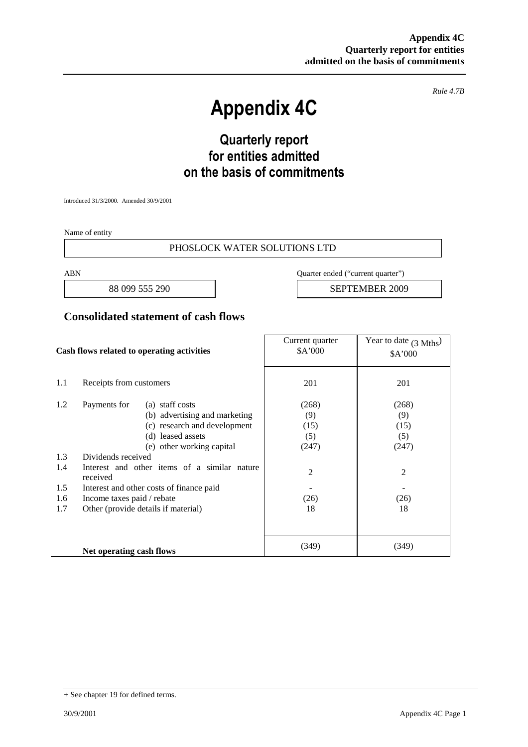*Rule 4.7B*

# Appendix 4C

## Quarterly report for entities admitted on the basis of commitments

Introduced 31/3/2000. Amended 30/9/2001

Name of entity

PHOSLOCK WATER SOLUTIONS LTD

| ABN | Quarter ended ("current quarter") |
|---|---|
| 88 099 555 290 | SEPTEMBER 2009 |

## Consolidated statement of cash flows

| | Cash flows related to operating activities | Current quarter $A'000 | Year to date (3 Mths) $A'000 |
|---|---|---|---|
| 1.1 | Receipts from customers | 201 | 201 |
| 1.2 | Payments for (a) staff costs | (268) | (268) |
| | (b) advertising and marketing | (9) | (9) |
| | (c) research and development | (15) | (15) |
| | (d) leased assets | (5) | (5) |
| | (e) other working capital | (247) | (247) |
| 1.3 | Dividends received | | |
| 1.4 | Interest and other items of a similar nature received | 2 | 2 |
| 1.5 | Interest and other costs of finance paid | - | - |
| 1.6 | Income taxes paid / rebate | (26) | (26) |
| 1.7 | Other (provide details if material) | 18 | 18 |
| | **Net operating cash flows** | (349) | (349) |

+ See chapter 19 for defined terms.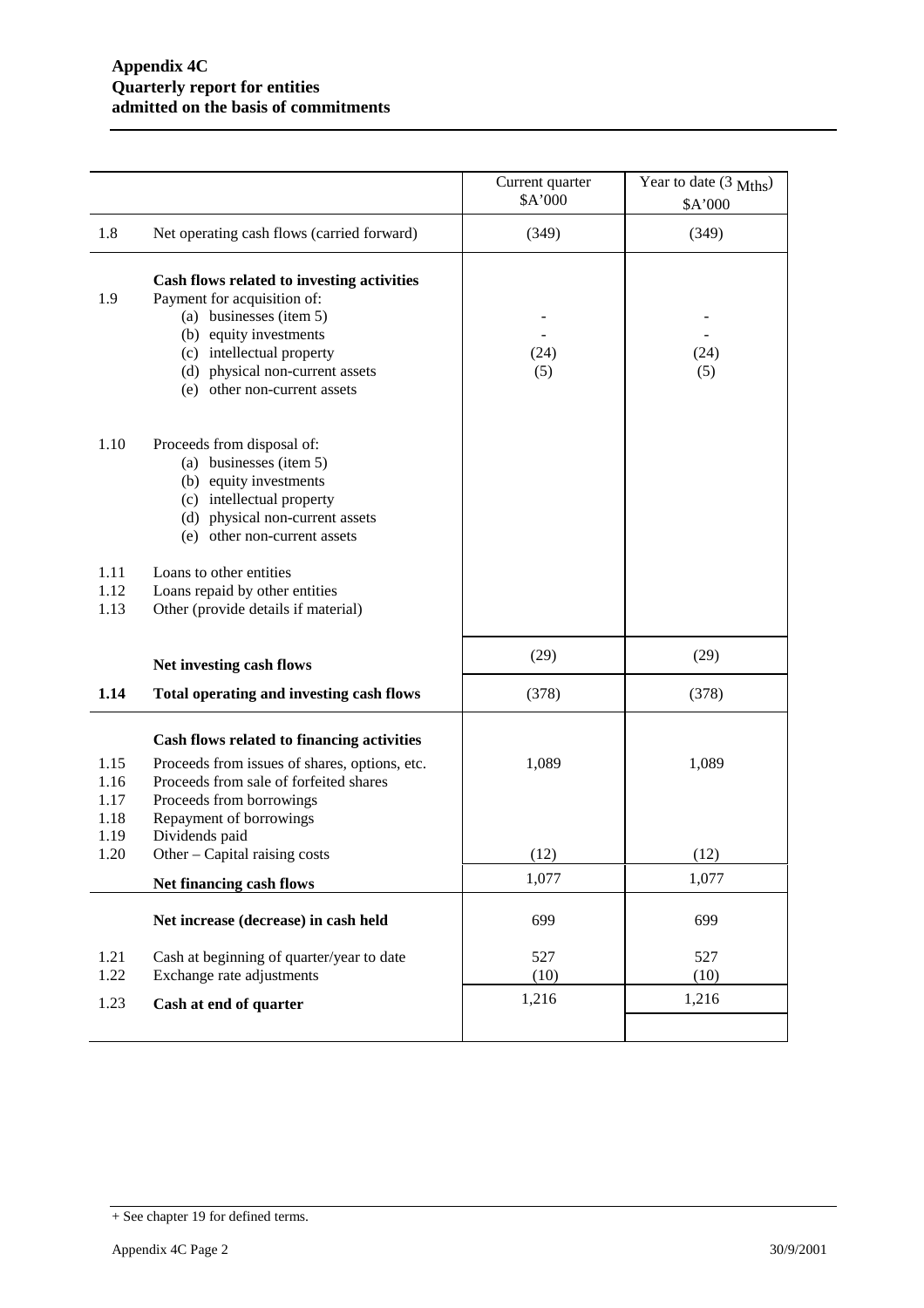| | | Current quarter $A'000 | Year to date (3 Mths) $A'000 |
|---|---|---|---|
| 1.8 | Net operating cash flows (carried forward) | (349) | (349) |
| | **Cash flows related to investing activities** | | |
| 1.9 | Payment for acquisition of: | | |
| | (a) businesses (item 5) | - | - |
| | (b) equity investments | - | - |
| | (c) intellectual property | (24) | (24) |
| | (d) physical non-current assets | (5) | (5) |
| | (e) other non-current assets | | |
| 1.10 | Proceeds from disposal of: | | |
| | (a) businesses (item 5) | | |
| | (b) equity investments | | |
| | (c) intellectual property | | |
| | (d) physical non-current assets | | |
| | (e) other non-current assets | | |
| 1.11 | Loans to other entities | | |
| 1.12 | Loans repaid by other entities | | |
| 1.13 | Other (provide details if material) | | |
| | **Net investing cash flows** | (29) | (29) |
| **1.14** | **Total operating and investing cash flows** | (378) | (378) |
| | **Cash flows related to financing activities** | | |
| 1.15 | Proceeds from issues of shares, options, etc. | 1,089 | 1,089 |
| 1.16 | Proceeds from sale of forfeited shares | | |
| 1.17 | Proceeds from borrowings | | |
| 1.18 | Repayment of borrowings | | |
| 1.19 | Dividends paid | | |
| 1.20 | Other – Capital raising costs | (12) | (12) |
| | **Net financing cash flows** | 1,077 | 1,077 |
| | **Net increase (decrease) in cash held** | 699 | 699 |
| 1.21 | Cash at beginning of quarter/year to date | 527 | 527 |
| 1.22 | Exchange rate adjustments | (10) | (10) |
| 1.23 | **Cash at end of quarter** | 1,216 | 1,216 |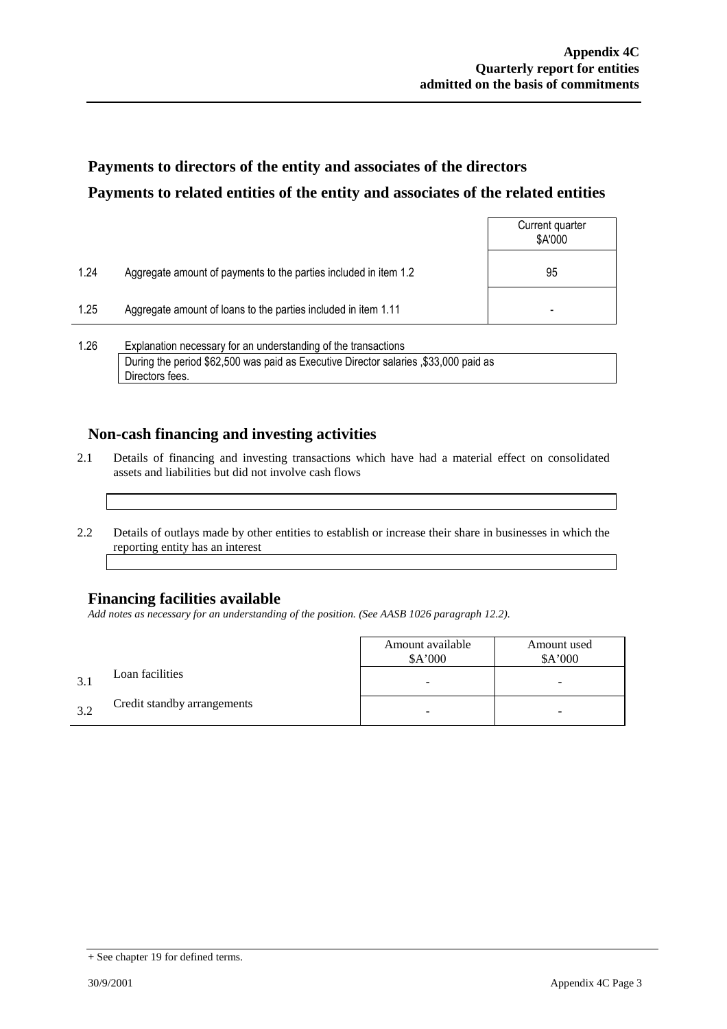## Payments to directors of the entity and associates of the directors

## Payments to related entities of the entity and associates of the related entities

| | | Current quarter $A'000 |
|---|---|---|
| 1.24 | Aggregate amount of payments to the parties included in item 1.2 | 95 |
| 1.25 | Aggregate amount of loans to the parties included in item 1.11 | - |

1.26 Explanation necessary for an understanding of the transactions

During the period $62,500 was paid as Executive Director salaries ,$33,000 paid as Directors fees.

## Non-cash financing and investing activities

2.1 Details of financing and investing transactions which have had a material effect on consolidated assets and liabilities but did not involve cash flows

2.2 Details of outlays made by other entities to establish or increase their share in businesses in which the reporting entity has an interest

## Financing facilities available

*Add notes as necessary for an understanding of the position. (See AASB 1026 paragraph 12.2).*

| | | Amount available $A'000 | Amount used $A'000 |
|---|---|---|---|
| 3.1 | Loan facilities | - | - |
| 3.2 | Credit standby arrangements | - | - |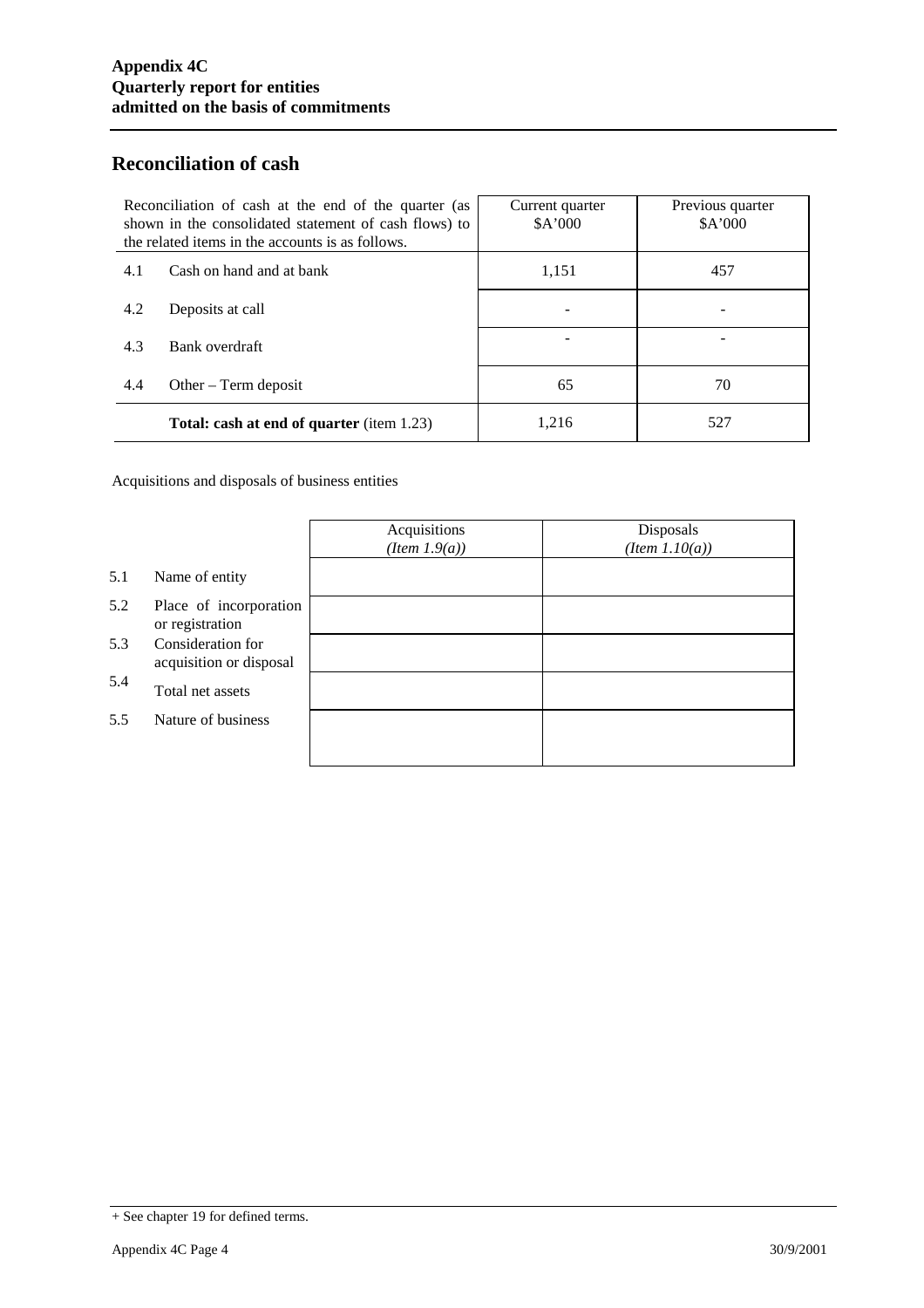## Reconciliation of cash

| Reconciliation of cash at the end of the quarter (as shown in the consolidated statement of cash flows) to the related items in the accounts is as follows. | | Current quarter $A'000 | Previous quarter $A'000 |
|---|---|---|---|
| 4.1 | Cash on hand and at bank | 1,151 | 457 |
| 4.2 | Deposits at call | - | - |
| 4.3 | Bank overdraft | - | - |
| 4.4 | Other – Term deposit | 65 | 70 |
| | **Total: cash at end of quarter** (item 1.23) | 1,216 | 527 |

Acquisitions and disposals of business entities

| | | Acquisitions *(Item 1.9(a))* | Disposals *(Item 1.10(a))* |
|---|---|---|---|
| 5.1 | Name of entity | | |
| 5.2 | Place of incorporation or registration | | |
| 5.3 | Consideration for acquisition or disposal | | |
| 5.4 | Total net assets | | |
| 5.5 | Nature of business | | |

+ See chapter 19 for defined terms.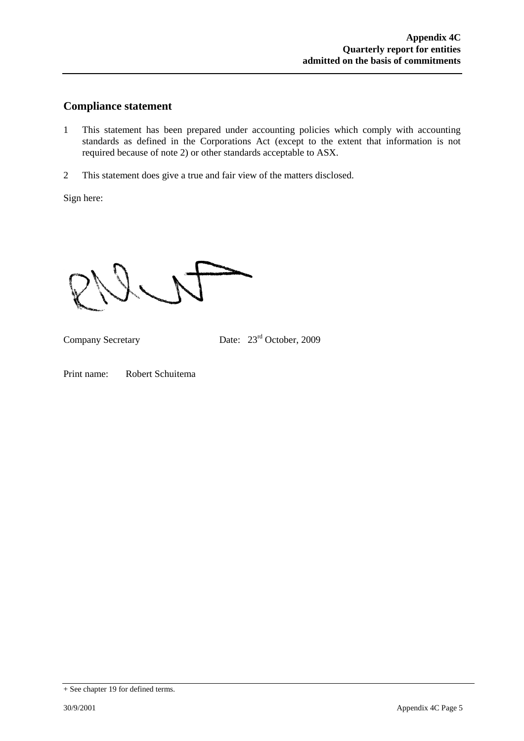## Compliance statement

1. This statement has been prepared under accounting policies which comply with accounting standards as defined in the Corporations Act (except to the extent that information is not required because of note 2) or other standards acceptable to ASX.

2. This statement does give a true and fair view of the matters disclosed.

Sign here:

Company Secretary Date: 23rd October, 2009

Print name: Robert Schuitema

+ See chapter 19 for defined terms.